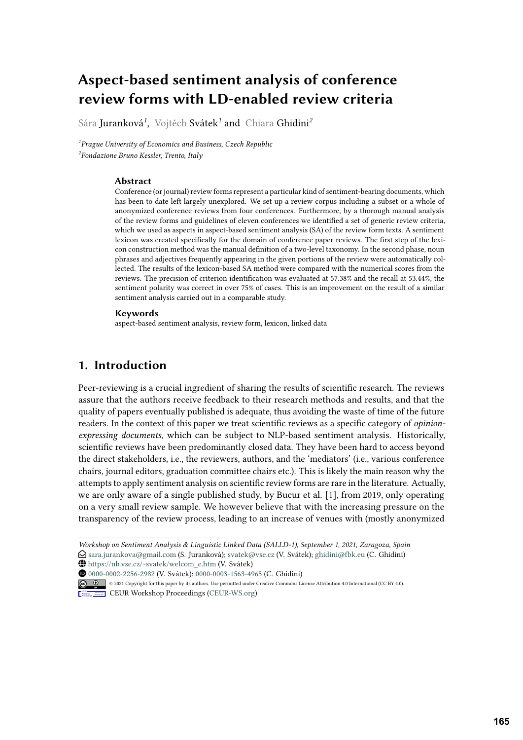# Aspect-based sentiment analysis of conference review forms with LD-enabled review criteria

Sára Juranková[1], Vojtěch Svátek[1] and Chiara Ghidini[2]

[1]*Prague University of Economics and Business, Czech Republic*
[2]*Fondazione Bruno Kessler, Trento, Italy*

### Abstract

Conference (or journal) review forms represent a particular kind of sentiment-bearing documents, which has been to date left largely unexplored. We set up a review corpus including a subset or a whole of anonymized conference reviews from four conferences. Furthermore, by a thorough manual analysis of the review forms and guidelines of eleven conferences we identified a set of generic review criteria, which we used as aspects in aspect-based sentiment analysis (SA) of the review form texts. A sentiment lexicon was created specifically for the domain of conference paper reviews. The first step of the lexicon construction method was the manual definition of a two-level taxonomy. In the second phase, noun phrases and adjectives frequently appearing in the given portions of the review were automatically collected. The results of the lexicon-based SA method were compared with the numerical scores from the reviews. The precision of criterion identification was evaluated at 57.38% and the recall at 53.44%; the sentiment polarity was correct in over 75% of cases. This is an improvement on the result of a similar sentiment analysis carried out in a comparable study.

### Keywords

aspect-based sentiment analysis, review form, lexicon, linked data

## 1. Introduction

Peer-reviewing is a crucial ingredient of sharing the results of scientific research. The reviews assure that the authors receive feedback to their research methods and results, and that the quality of papers eventually published is adequate, thus avoiding the waste of time of the future readers. In the context of this paper we treat scientific reviews as a specific category of *opinion-expressing documents*, which can be subject to NLP-based sentiment analysis. Historically, scientific reviews have been predominantly closed data. They have been hard to access beyond the direct stakeholders, i.e., the reviewers, authors, and the 'mediators' (i.e., various conference chairs, journal editors, graduation committee chairs etc.). This is likely the main reason why the attempts to apply sentiment analysis on scientific review forms are rare in the literature. Actually, we are only aware of a single published study, by Bucur et al. [1], from 2019, only operating on a very small review sample. We however believe that with the increasing pressure on the transparency of the review process, leading to an increase of venues with (mostly anonymized

---

*Workshop on Sentiment Analysis & Linguistic Linked Data (SALLD-1), September 1, 2021, Zaragoza, Spain*
sara.jurankova@gmail.com (S. Juranková); svatek@vse.cz (V. Svátek); ghidini@fbk.eu (C. Ghidini)
https://nb.vse.cz/~svatek/welcom_e.htm (V. Svátek)
0000-0002-2256-2982 (V. Svátek); 0000-0003-1563-4965 (C. Ghidini)
© 2021 Copyright for this paper by its authors. Use permitted under Creative Commons License Attribution 4.0 International (CC BY 4.0).
CEUR Workshop Proceedings (CEUR-WS.org)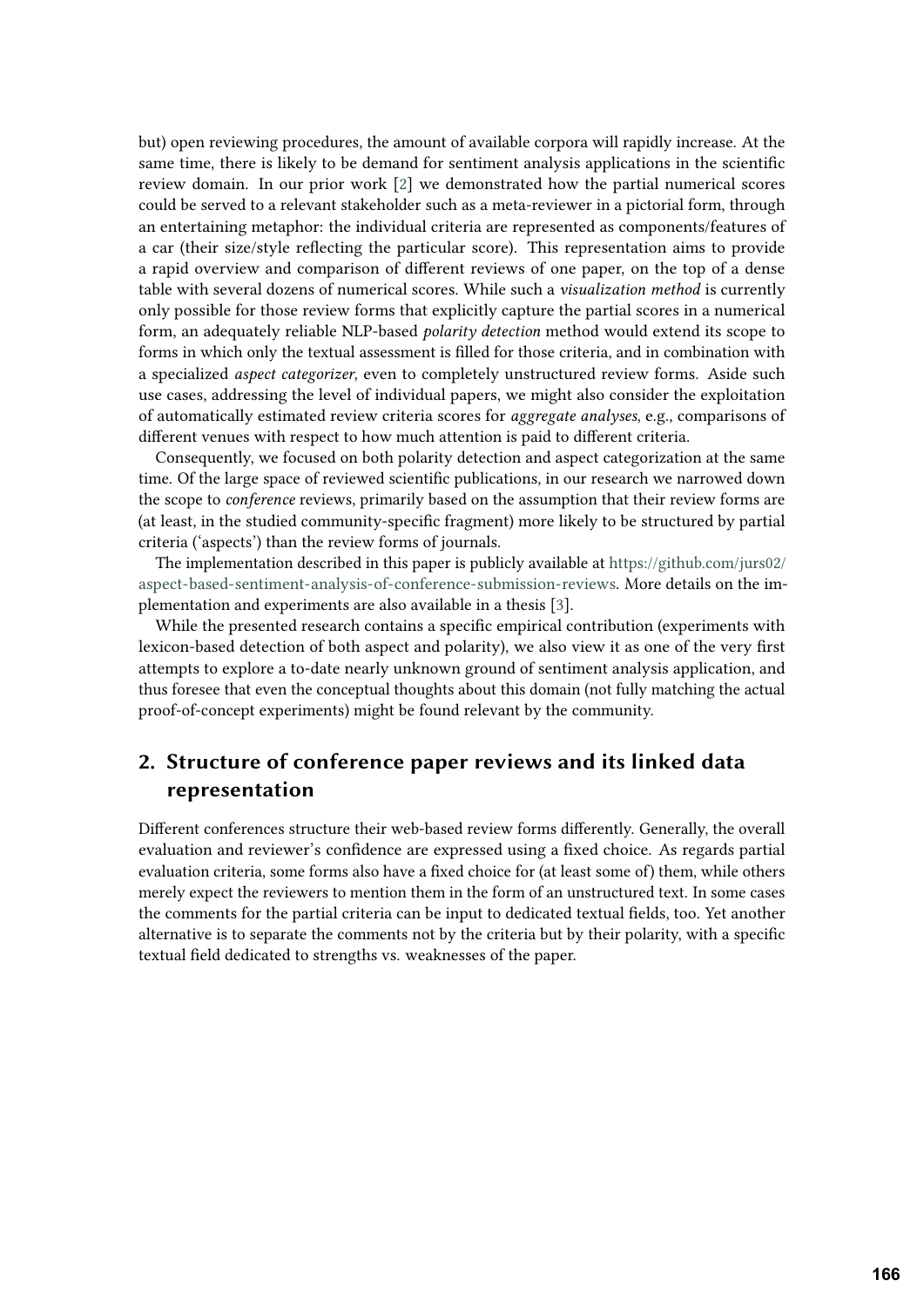but) open reviewing procedures, the amount of available corpora will rapidly increase. At the same time, there is likely to be demand for sentiment analysis applications in the scientific review domain. In our prior work [2] we demonstrated how the partial numerical scores could be served to a relevant stakeholder such as a meta-reviewer in a pictorial form, through an entertaining metaphor: the individual criteria are represented as components/features of a car (their size/style reflecting the particular score). This representation aims to provide a rapid overview and comparison of different reviews of one paper, on the top of a dense table with several dozens of numerical scores. While such a *visualization method* is currently only possible for those review forms that explicitly capture the partial scores in a numerical form, an adequately reliable NLP-based *polarity detection* method would extend its scope to forms in which only the textual assessment is filled for those criteria, and in combination with a specialized *aspect categorizer*, even to completely unstructured review forms. Aside such use cases, addressing the level of individual papers, we might also consider the exploitation of automatically estimated review criteria scores for *aggregate analyses*, e.g., comparisons of different venues with respect to how much attention is paid to different criteria.

Consequently, we focused on both polarity detection and aspect categorization at the same time. Of the large space of reviewed scientific publications, in our research we narrowed down the scope to *conference* reviews, primarily based on the assumption that their review forms are (at least, in the studied community-specific fragment) more likely to be structured by partial criteria ('aspects') than the review forms of journals.

The implementation described in this paper is publicly available at https://github.com/jurs02/aspect-based-sentiment-analysis-of-conference-submission-reviews. More details on the implementation and experiments are also available in a thesis [3].

While the presented research contains a specific empirical contribution (experiments with lexicon-based detection of both aspect and polarity), we also view it as one of the very first attempts to explore a to-date nearly unknown ground of sentiment analysis application, and thus foresee that even the conceptual thoughts about this domain (not fully matching the actual proof-of-concept experiments) might be found relevant by the community.

## 2. Structure of conference paper reviews and its linked data representation

Different conferences structure their web-based review forms differently. Generally, the overall evaluation and reviewer's confidence are expressed using a fixed choice. As regards partial evaluation criteria, some forms also have a fixed choice for (at least some of) them, while others merely expect the reviewers to mention them in the form of an unstructured text. In some cases the comments for the partial criteria can be input to dedicated textual fields, too. Yet another alternative is to separate the comments not by the criteria but by their polarity, with a specific textual field dedicated to strengths vs. weaknesses of the paper.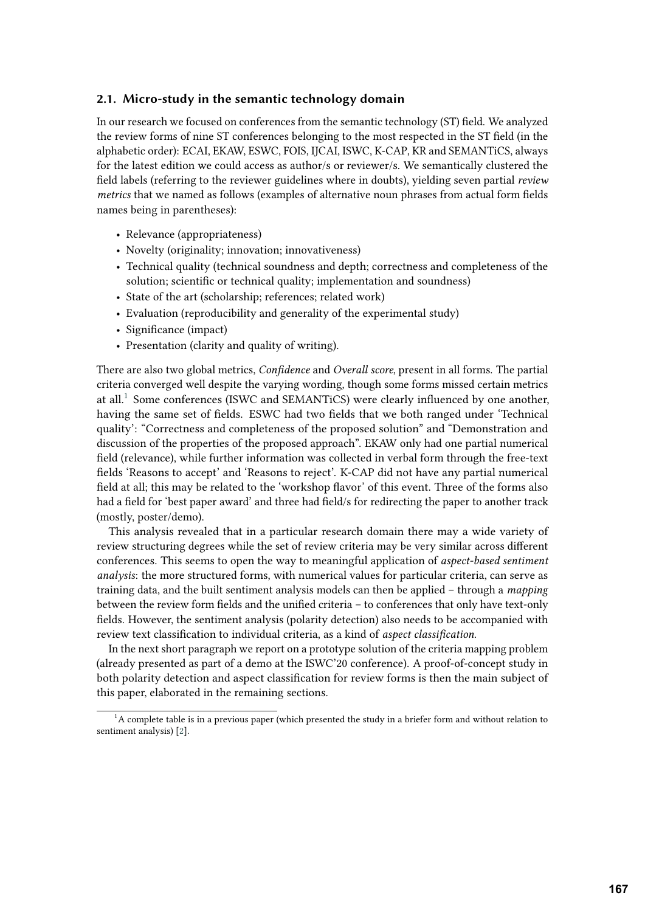### 2.1. Micro-study in the semantic technology domain

In our research we focused on conferences from the semantic technology (ST) field. We analyzed the review forms of nine ST conferences belonging to the most respected in the ST field (in the alphabetic order): ECAI, EKAW, ESWC, FOIS, IJCAI, ISWC, K-CAP, KR and SEMANTiCS, always for the latest edition we could access as author/s or reviewer/s. We semantically clustered the field labels (referring to the reviewer guidelines where in doubts), yielding seven partial *review metrics* that we named as follows (examples of alternative noun phrases from actual form fields names being in parentheses):

- Relevance (appropriateness)
- Novelty (originality; innovation; innovativeness)
- Technical quality (technical soundness and depth; correctness and completeness of the solution; scientific or technical quality; implementation and soundness)
- State of the art (scholarship; references; related work)
- Evaluation (reproducibility and generality of the experimental study)
- Significance (impact)
- Presentation (clarity and quality of writing).

There are also two global metrics, *Confidence* and *Overall score*, present in all forms. The partial criteria converged well despite the varying wording, though some forms missed certain metrics at all.[1] Some conferences (ISWC and SEMANTiCS) were clearly influenced by one another, having the same set of fields. ESWC had two fields that we both ranged under 'Technical quality': "Correctness and completeness of the proposed solution" and "Demonstration and discussion of the properties of the proposed approach". EKAW only had one partial numerical field (relevance), while further information was collected in verbal form through the free-text fields 'Reasons to accept' and 'Reasons to reject'. K-CAP did not have any partial numerical field at all; this may be related to the 'workshop flavor' of this event. Three of the forms also had a field for 'best paper award' and three had field/s for redirecting the paper to another track (mostly, poster/demo).

This analysis revealed that in a particular research domain there may a wide variety of review structuring degrees while the set of review criteria may be very similar across different conferences. This seems to open the way to meaningful application of *aspect-based sentiment analysis*: the more structured forms, with numerical values for particular criteria, can serve as training data, and the built sentiment analysis models can then be applied – through a *mapping* between the review form fields and the unified criteria – to conferences that only have text-only fields. However, the sentiment analysis (polarity detection) also needs to be accompanied with review text classification to individual criteria, as a kind of *aspect classification*.

In the next short paragraph we report on a prototype solution of the criteria mapping problem (already presented as part of a demo at the ISWC'20 conference). A proof-of-concept study in both polarity detection and aspect classification for review forms is then the main subject of this paper, elaborated in the remaining sections.

[1] A complete table is in a previous paper (which presented the study in a briefer form and without relation to sentiment analysis) [2].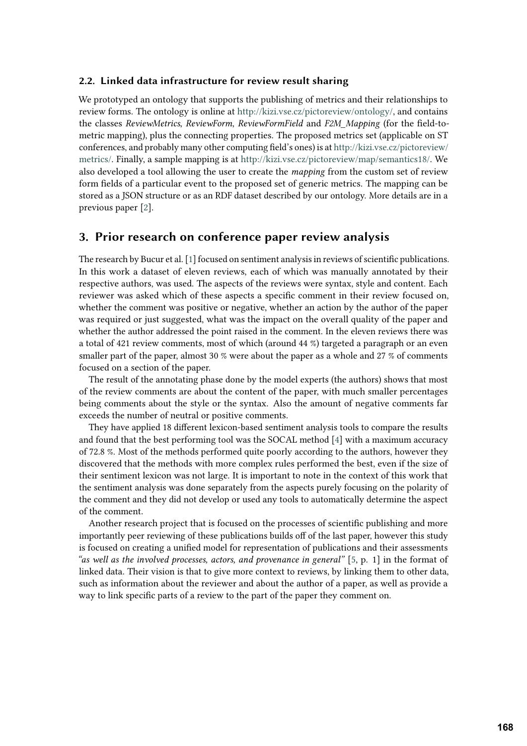### 2.2. Linked data infrastructure for review result sharing

We prototyped an ontology that supports the publishing of metrics and their relationships to review forms. The ontology is online at http://kizi.vse.cz/pictoreview/ontology/, and contains the classes *ReviewMetrics*, *ReviewForm*, *ReviewFormField* and *F2M_Mapping* (for the field-to-metric mapping), plus the connecting properties. The proposed metrics set (applicable on ST conferences, and probably many other computing field's ones) is at http://kizi.vse.cz/pictoreview/metrics/. Finally, a sample mapping is at http://kizi.vse.cz/pictoreview/map/semantics18/. We also developed a tool allowing the user to create the *mapping* from the custom set of review form fields of a particular event to the proposed set of generic metrics. The mapping can be stored as a JSON structure or as an RDF dataset described by our ontology. More details are in a previous paper [2].

## 3. Prior research on conference paper review analysis

The research by Bucur et al. [1] focused on sentiment analysis in reviews of scientific publications. In this work a dataset of eleven reviews, each of which was manually annotated by their respective authors, was used. The aspects of the reviews were syntax, style and content. Each reviewer was asked which of these aspects a specific comment in their review focused on, whether the comment was positive or negative, whether an action by the author of the paper was required or just suggested, what was the impact on the overall quality of the paper and whether the author addressed the point raised in the comment. In the eleven reviews there was a total of 421 review comments, most of which (around 44 %) targeted a paragraph or an even smaller part of the paper, almost 30 % were about the paper as a whole and 27 % of comments focused on a section of the paper.

The result of the annotating phase done by the model experts (the authors) shows that most of the review comments are about the content of the paper, with much smaller percentages being comments about the style or the syntax. Also the amount of negative comments far exceeds the number of neutral or positive comments.

They have applied 18 different lexicon-based sentiment analysis tools to compare the results and found that the best performing tool was the SOCAL method [4] with a maximum accuracy of 72.8 %. Most of the methods performed quite poorly according to the authors, however they discovered that the methods with more complex rules performed the best, even if the size of their sentiment lexicon was not large. It is important to note in the context of this work that the sentiment analysis was done separately from the aspects purely focusing on the polarity of the comment and they did not develop or used any tools to automatically determine the aspect of the comment.

Another research project that is focused on the processes of scientific publishing and more importantly peer reviewing of these publications builds off of the last paper, however this study is focused on creating a unified model for representation of publications and their assessments *"as well as the involved processes, actors, and provenance in general"* [5, p. 1] in the format of linked data. Their vision is that to give more context to reviews, by linking them to other data, such as information about the reviewer and about the author of a paper, as well as provide a way to link specific parts of a review to the part of the paper they comment on.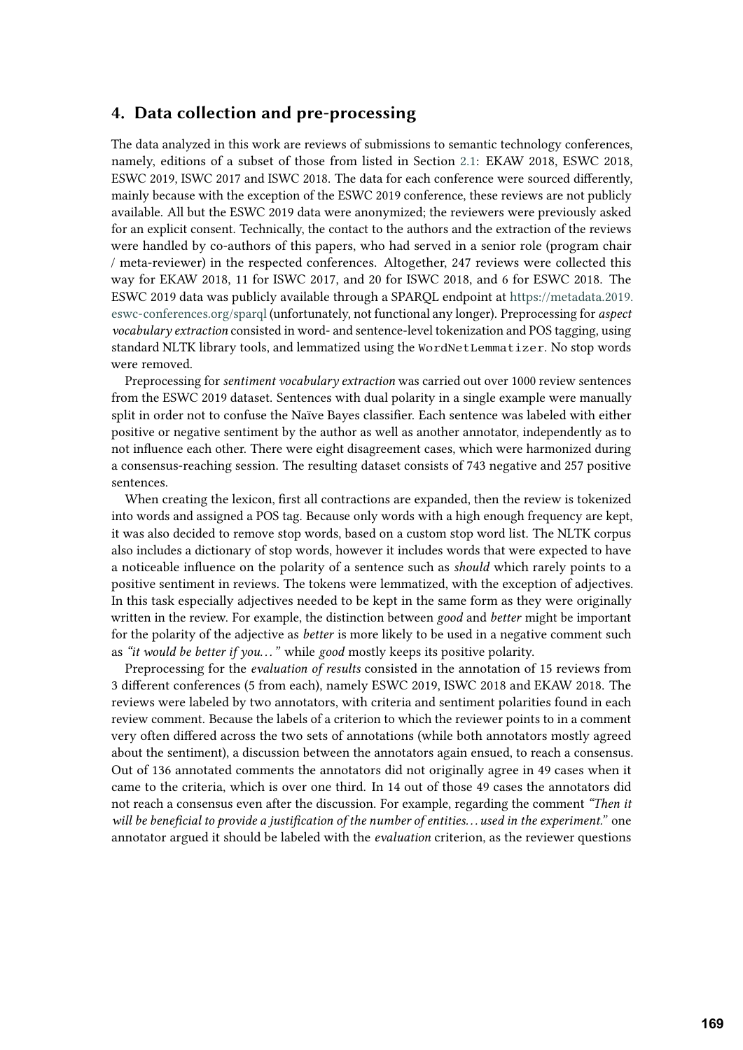## 4. Data collection and pre-processing

The data analyzed in this work are reviews of submissions to semantic technology conferences, namely, editions of a subset of those from listed in Section 2.1: EKAW 2018, ESWC 2018, ESWC 2019, ISWC 2017 and ISWC 2018. The data for each conference were sourced differently, mainly because with the exception of the ESWC 2019 conference, these reviews are not publicly available. All but the ESWC 2019 data were anonymized; the reviewers were previously asked for an explicit consent. Technically, the contact to the authors and the extraction of the reviews were handled by co-authors of this papers, who had served in a senior role (program chair / meta-reviewer) in the respected conferences. Altogether, 247 reviews were collected this way for EKAW 2018, 11 for ISWC 2017, and 20 for ISWC 2018, and 6 for ESWC 2018. The ESWC 2019 data was publicly available through a SPARQL endpoint at https://metadata.2019.eswc-conferences.org/sparql (unfortunately, not functional any longer). Preprocessing for *aspect vocabulary extraction* consisted in word- and sentence-level tokenization and POS tagging, using standard NLTK library tools, and lemmatized using the `WordNetLemmatizer`. No stop words were removed.

Preprocessing for *sentiment vocabulary extraction* was carried out over 1000 review sentences from the ESWC 2019 dataset. Sentences with dual polarity in a single example were manually split in order not to confuse the Naïve Bayes classifier. Each sentence was labeled with either positive or negative sentiment by the author as well as another annotator, independently as to not influence each other. There were eight disagreement cases, which were harmonized during a consensus-reaching session. The resulting dataset consists of 743 negative and 257 positive sentences.

When creating the lexicon, first all contractions are expanded, then the review is tokenized into words and assigned a POS tag. Because only words with a high enough frequency are kept, it was also decided to remove stop words, based on a custom stop word list. The NLTK corpus also includes a dictionary of stop words, however it includes words that were expected to have a noticeable influence on the polarity of a sentence such as *should* which rarely points to a positive sentiment in reviews. The tokens were lemmatized, with the exception of adjectives. In this task especially adjectives needed to be kept in the same form as they were originally written in the review. For example, the distinction between *good* and *better* might be important for the polarity of the adjective as *better* is more likely to be used in a negative comment such as *"it would be better if you…"* while *good* mostly keeps its positive polarity.

Preprocessing for the *evaluation of results* consisted in the annotation of 15 reviews from 3 different conferences (5 from each), namely ESWC 2019, ISWC 2018 and EKAW 2018. The reviews were labeled by two annotators, with criteria and sentiment polarities found in each review comment. Because the labels of a criterion to which the reviewer points to in a comment very often differed across the two sets of annotations (while both annotators mostly agreed about the sentiment), a discussion between the annotators again ensued, to reach a consensus. Out of 136 annotated comments the annotators did not originally agree in 49 cases when it came to the criteria, which is over one third. In 14 out of those 49 cases the annotators did not reach a consensus even after the discussion. For example, regarding the comment *"Then it will be beneficial to provide a justification of the number of entities… used in the experiment."* one annotator argued it should be labeled with the *evaluation* criterion, as the reviewer questions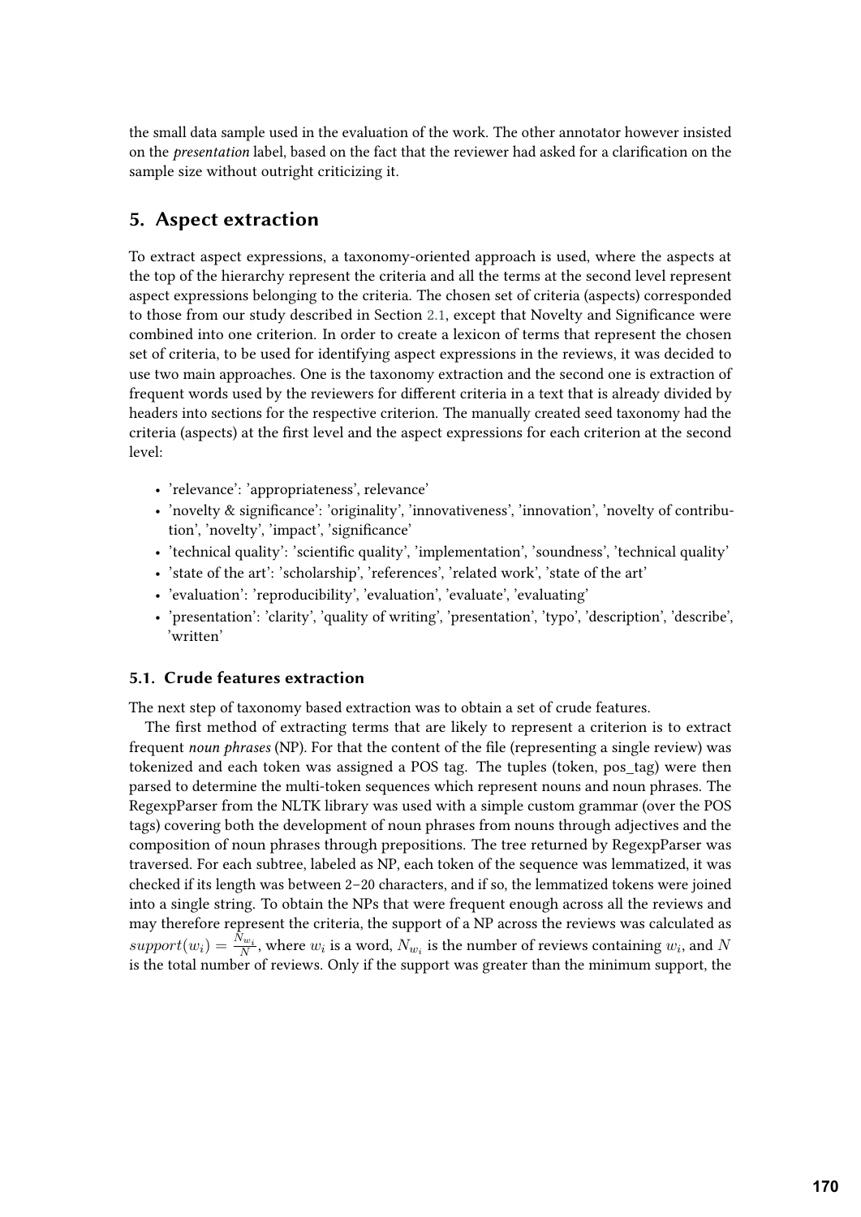the small data sample used in the evaluation of the work. The other annotator however insisted on the *presentation* label, based on the fact that the reviewer had asked for a clarification on the sample size without outright criticizing it.

## 5. Aspect extraction

To extract aspect expressions, a taxonomy-oriented approach is used, where the aspects at the top of the hierarchy represent the criteria and all the terms at the second level represent aspect expressions belonging to the criteria. The chosen set of criteria (aspects) corresponded to those from our study described in Section 2.1, except that Novelty and Significance were combined into one criterion. In order to create a lexicon of terms that represent the chosen set of criteria, to be used for identifying aspect expressions in the reviews, it was decided to use two main approaches. One is the taxonomy extraction and the second one is extraction of frequent words used by the reviewers for different criteria in a text that is already divided by headers into sections for the respective criterion. The manually created seed taxonomy had the criteria (aspects) at the first level and the aspect expressions for each criterion at the second level:

- 'relevance': 'appropriateness', relevance'
- 'novelty & significance': 'originality', 'innovativeness', 'innovation', 'novelty of contribution', 'novelty', 'impact', 'significance'
- 'technical quality': 'scientific quality', 'implementation', 'soundness', 'technical quality'
- 'state of the art': 'scholarship', 'references', 'related work', 'state of the art'
- 'evaluation': 'reproducibility', 'evaluation', 'evaluate', 'evaluating'
- 'presentation': 'clarity', 'quality of writing', 'presentation', 'typo', 'description', 'describe', 'written'

### 5.1. Crude features extraction

The next step of taxonomy based extraction was to obtain a set of crude features.

The first method of extracting terms that are likely to represent a criterion is to extract frequent *noun phrases* (NP). For that the content of the file (representing a single review) was tokenized and each token was assigned a POS tag. The tuples (token, pos_tag) were then parsed to determine the multi-token sequences which represent nouns and noun phrases. The RegexpParser from the NLTK library was used with a simple custom grammar (over the POS tags) covering both the development of noun phrases from nouns through adjectives and the composition of noun phrases through prepositions. The tree returned by RegexpParser was traversed. For each subtree, labeled as NP, each token of the sequence was lemmatized, it was checked if its length was between 2–20 characters, and if so, the lemmatized tokens were joined into a single string. To obtain the NPs that were frequent enough across all the reviews and may therefore represent the criteria, the support of a NP across the reviews was calculated as $support(w_i) = \frac{N_{w_i}}{N}$, where $w_i$ is a word, $N_{w_i}$ is the number of reviews containing $w_i$, and $N$ is the total number of reviews. Only if the support was greater than the minimum support, the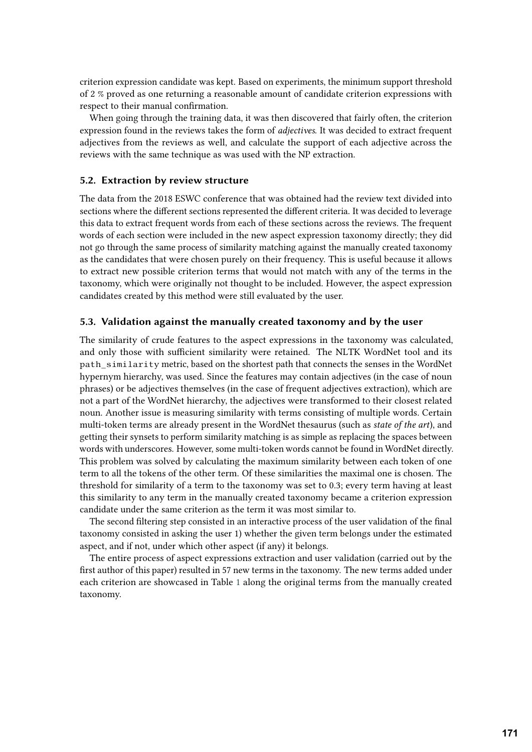criterion expression candidate was kept. Based on experiments, the minimum support threshold of 2 % proved as one returning a reasonable amount of candidate criterion expressions with respect to their manual confirmation.

When going through the training data, it was then discovered that fairly often, the criterion expression found in the reviews takes the form of *adjectives*. It was decided to extract frequent adjectives from the reviews as well, and calculate the support of each adjective across the reviews with the same technique as was used with the NP extraction.

### 5.2. Extraction by review structure

The data from the 2018 ESWC conference that was obtained had the review text divided into sections where the different sections represented the different criteria. It was decided to leverage this data to extract frequent words from each of these sections across the reviews. The frequent words of each section were included in the new aspect expression taxonomy directly; they did not go through the same process of similarity matching against the manually created taxonomy as the candidates that were chosen purely on their frequency. This is useful because it allows to extract new possible criterion terms that would not match with any of the terms in the taxonomy, which were originally not thought to be included. However, the aspect expression candidates created by this method were still evaluated by the user.

### 5.3. Validation against the manually created taxonomy and by the user

The similarity of crude features to the aspect expressions in the taxonomy was calculated, and only those with sufficient similarity were retained. The NLTK WordNet tool and its `path_similarity` metric, based on the shortest path that connects the senses in the WordNet hypernym hierarchy, was used. Since the features may contain adjectives (in the case of noun phrases) or be adjectives themselves (in the case of frequent adjectives extraction), which are not a part of the WordNet hierarchy, the adjectives were transformed to their closest related noun. Another issue is measuring similarity with terms consisting of multiple words. Certain multi-token terms are already present in the WordNet thesaurus (such as *state of the art*), and getting their synsets to perform similarity matching is as simple as replacing the spaces between words with underscores. However, some multi-token words cannot be found in WordNet directly. This problem was solved by calculating the maximum similarity between each token of one term to all the tokens of the other term. Of these similarities the maximal one is chosen. The threshold for similarity of a term to the taxonomy was set to 0.3; every term having at least this similarity to any term in the manually created taxonomy became a criterion expression candidate under the same criterion as the term it was most similar to.

The second filtering step consisted in an interactive process of the user validation of the final taxonomy consisted in asking the user 1) whether the given term belongs under the estimated aspect, and if not, under which other aspect (if any) it belongs.

The entire process of aspect expressions extraction and user validation (carried out by the first author of this paper) resulted in 57 new terms in the taxonomy. The new terms added under each criterion are showcased in Table 1 along the original terms from the manually created taxonomy.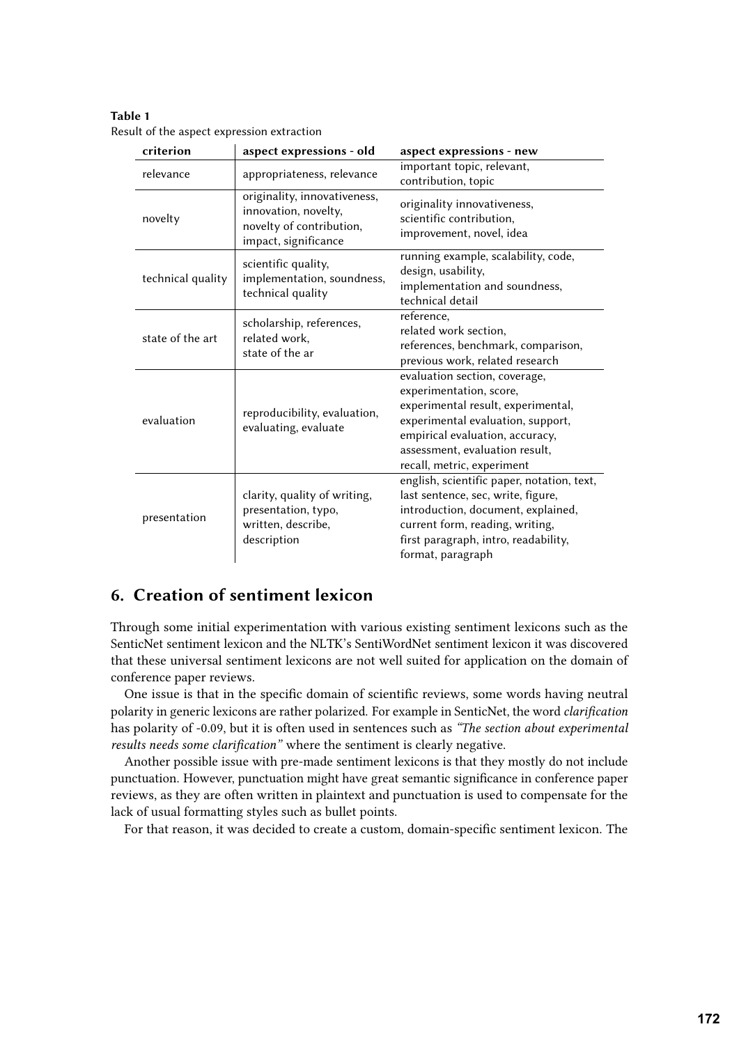**Table 1**
Result of the aspect expression extraction

| criterion | aspect expressions - old | aspect expressions - new |
|---|---|---|
| relevance | appropriateness, relevance | important topic, relevant, contribution, topic |
| novelty | originality, innovativeness, innovation, novelty, novelty of contribution, impact, significance | originality innovativeness, scientific contribution, improvement, novel, idea |
| technical quality | scientific quality, implementation, soundness, technical quality | running example, scalability, code, design, usability, implementation and soundness, technical detail |
| state of the art | scholarship, references, related work, state of the ar | reference, related work section, references, benchmark, comparison, previous work, related research |
| evaluation | reproducibility, evaluation, evaluating, evaluate | evaluation section, coverage, experimentation, score, experimental result, experimental, experimental evaluation, support, empirical evaluation, accuracy, assessment, evaluation result, recall, metric, experiment |
| presentation | clarity, quality of writing, presentation, typo, written, describe, description | english, scientific paper, notation, text, last sentence, sec, write, figure, introduction, document, explained, current form, reading, writing, first paragraph, intro, readability, format, paragraph |

## 6. Creation of sentiment lexicon

Through some initial experimentation with various existing sentiment lexicons such as the SenticNet sentiment lexicon and the NLTK's SentiWordNet sentiment lexicon it was discovered that these universal sentiment lexicons are not well suited for application on the domain of conference paper reviews.

One issue is that in the specific domain of scientific reviews, some words having neutral polarity in generic lexicons are rather polarized. For example in SenticNet, the word *clarification* has polarity of -0.09, but it is often used in sentences such as *"The section about experimental results needs some clarification"* where the sentiment is clearly negative.

Another possible issue with pre-made sentiment lexicons is that they mostly do not include punctuation. However, punctuation might have great semantic significance in conference paper reviews, as they are often written in plaintext and punctuation is used to compensate for the lack of usual formatting styles such as bullet points.

For that reason, it was decided to create a custom, domain-specific sentiment lexicon. The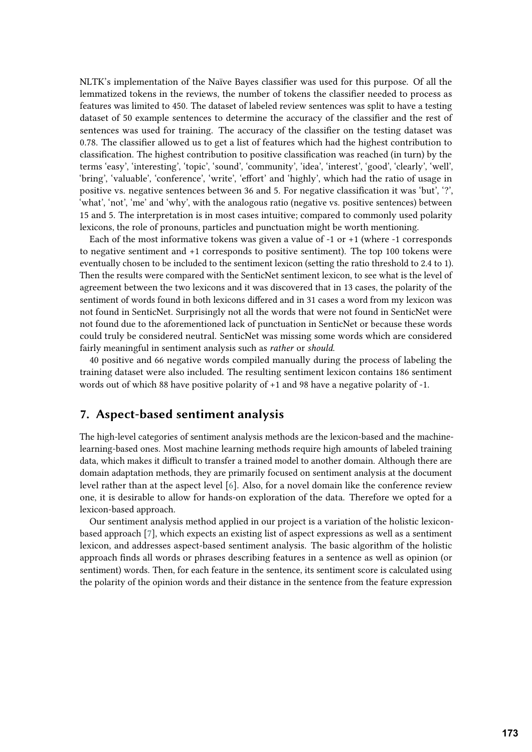NLTK's implementation of the Naïve Bayes classifier was used for this purpose. Of all the lemmatized tokens in the reviews, the number of tokens the classifier needed to process as features was limited to 450. The dataset of labeled review sentences was split to have a testing dataset of 50 example sentences to determine the accuracy of the classifier and the rest of sentences was used for training. The accuracy of the classifier on the testing dataset was 0.78. The classifier allowed us to get a list of features which had the highest contribution to classification. The highest contribution to positive classification was reached (in turn) by the terms 'easy', 'interesting', 'topic', 'sound', 'community', 'idea', 'interest', 'good', 'clearly', 'well', 'bring', 'valuable', 'conference', 'write', 'effort' and 'highly', which had the ratio of usage in positive vs. negative sentences between 36 and 5. For negative classification it was 'but', '?', 'what', 'not', 'me' and 'why', with the analogous ratio (negative vs. positive sentences) between 15 and 5. The interpretation is in most cases intuitive; compared to commonly used polarity lexicons, the role of pronouns, particles and punctuation might be worth mentioning.

Each of the most informative tokens was given a value of -1 or +1 (where -1 corresponds to negative sentiment and +1 corresponds to positive sentiment). The top 100 tokens were eventually chosen to be included to the sentiment lexicon (setting the ratio threshold to 2.4 to 1). Then the results were compared with the SenticNet sentiment lexicon, to see what is the level of agreement between the two lexicons and it was discovered that in 13 cases, the polarity of the sentiment of words found in both lexicons differed and in 31 cases a word from my lexicon was not found in SenticNet. Surprisingly not all the words that were not found in SenticNet were not found due to the aforementioned lack of punctuation in SenticNet or because these words could truly be considered neutral. SenticNet was missing some words which are considered fairly meaningful in sentiment analysis such as *rather* or *should*.

40 positive and 66 negative words compiled manually during the process of labeling the training dataset were also included. The resulting sentiment lexicon contains 186 sentiment words out of which 88 have positive polarity of +1 and 98 have a negative polarity of -1.

## 7. Aspect-based sentiment analysis

The high-level categories of sentiment analysis methods are the lexicon-based and the machine-learning-based ones. Most machine learning methods require high amounts of labeled training data, which makes it difficult to transfer a trained model to another domain. Although there are domain adaptation methods, they are primarily focused on sentiment analysis at the document level rather than at the aspect level [6]. Also, for a novel domain like the conference review one, it is desirable to allow for hands-on exploration of the data. Therefore we opted for a lexicon-based approach.

Our sentiment analysis method applied in our project is a variation of the holistic lexicon-based approach [7], which expects an existing list of aspect expressions as well as a sentiment lexicon, and addresses aspect-based sentiment analysis. The basic algorithm of the holistic approach finds all words or phrases describing features in a sentence as well as opinion (or sentiment) words. Then, for each feature in the sentence, its sentiment score is calculated using the polarity of the opinion words and their distance in the sentence from the feature expression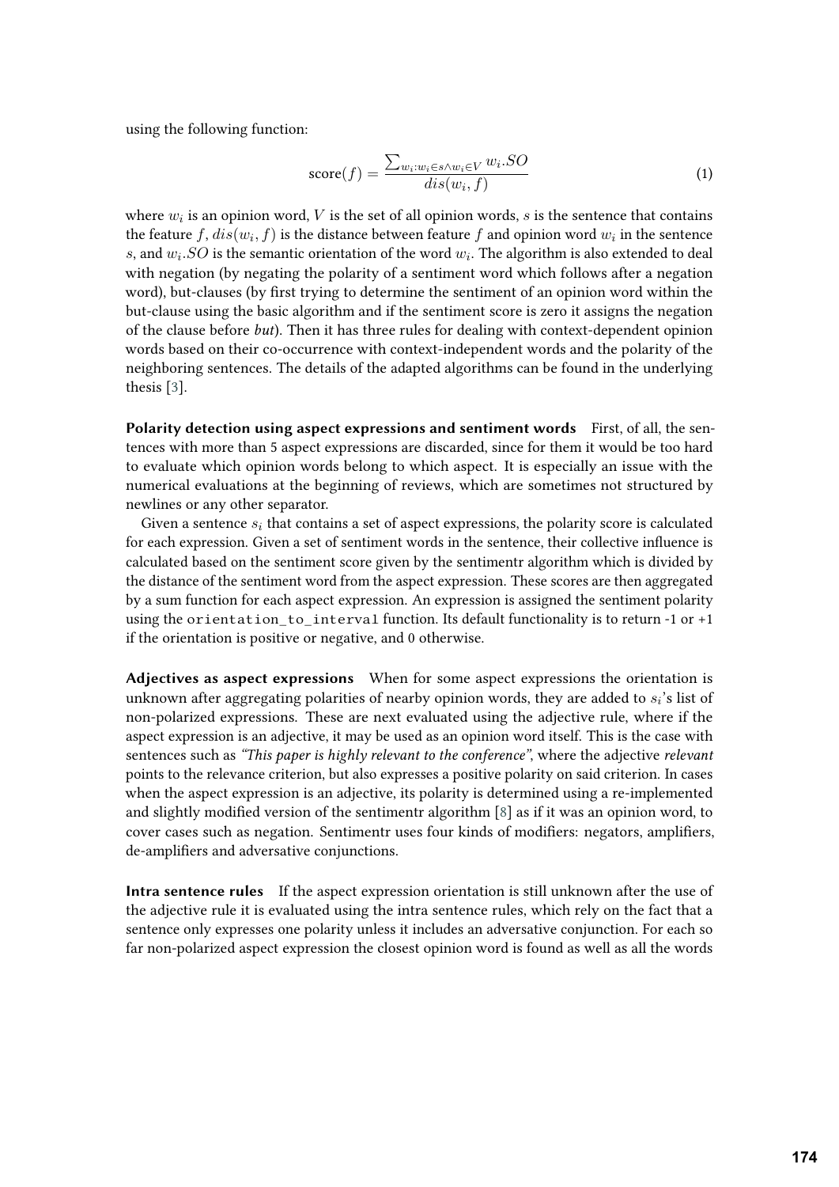using the following function:

$$\text{score}(f) = \frac{\sum_{w_i : w_i \in s \wedge w_i \in V} w_i.SO}{dis(w_i, f)} \tag{1}$$

where $w_i$ is an opinion word, $V$ is the set of all opinion words, $s$ is the sentence that contains the feature $f$, $dis(w_i, f)$ is the distance between feature $f$ and opinion word $w_i$ in the sentence $s$, and $w_i.SO$ is the semantic orientation of the word $w_i$. The algorithm is also extended to deal with negation (by negating the polarity of a sentiment word which follows after a negation word), but-clauses (by first trying to determine the sentiment of an opinion word within the but-clause using the basic algorithm and if the sentiment score is zero it assigns the negation of the clause before *but*). Then it has three rules for dealing with context-dependent opinion words based on their co-occurrence with context-independent words and the polarity of the neighboring sentences. The details of the adapted algorithms can be found in the underlying thesis [3].

**Polarity detection using aspect expressions and sentiment words** First, of all, the sentences with more than 5 aspect expressions are discarded, since for them it would be too hard to evaluate which opinion words belong to which aspect. It is especially an issue with the numerical evaluations at the beginning of reviews, which are sometimes not structured by newlines or any other separator.

Given a sentence $s_i$ that contains a set of aspect expressions, the polarity score is calculated for each expression. Given a set of sentiment words in the sentence, their collective influence is calculated based on the sentiment score given by the sentimentr algorithm which is divided by the distance of the sentiment word from the aspect expression. These scores are then aggregated by a sum function for each aspect expression. An expression is assigned the sentiment polarity using the `orientation_to_interval` function. Its default functionality is to return -1 or +1 if the orientation is positive or negative, and 0 otherwise.

**Adjectives as aspect expressions** When for some aspect expressions the orientation is unknown after aggregating polarities of nearby opinion words, they are added to $s_i$'s list of non-polarized expressions. These are next evaluated using the adjective rule, where if the aspect expression is an adjective, it may be used as an opinion word itself. This is the case with sentences such as *"This paper is highly relevant to the conference"*, where the adjective *relevant* points to the relevance criterion, but also expresses a positive polarity on said criterion. In cases when the aspect expression is an adjective, its polarity is determined using a re-implemented and slightly modified version of the sentimentr algorithm [8] as if it was an opinion word, to cover cases such as negation. Sentimentr uses four kinds of modifiers: negators, amplifiers, de-amplifiers and adversative conjunctions.

**Intra sentence rules** If the aspect expression orientation is still unknown after the use of the adjective rule it is evaluated using the intra sentence rules, which rely on the fact that a sentence only expresses one polarity unless it includes an adversative conjunction. For each so far non-polarized aspect expression the closest opinion word is found as well as all the words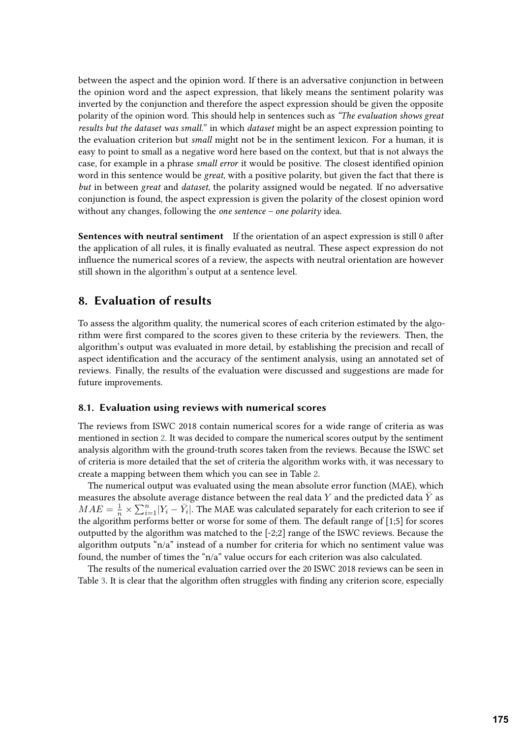between the aspect and the opinion word. If there is an adversative conjunction in between the opinion word and the aspect expression, that likely means the sentiment polarity was inverted by the conjunction and therefore the aspect expression should be given the opposite polarity of the opinion word. This should help in sentences such as *"The evaluation shows great results but the dataset was small."* in which *dataset* might be an aspect expression pointing to the evaluation criterion but *small* might not be in the sentiment lexicon. For a human, it is easy to point to small as a negative word here based on the context, but that is not always the case, for example in a phrase *small error* it would be positive. The closest identified opinion word in this sentence would be *great*, with a positive polarity, but given the fact that there is *but* in between *great* and *dataset*, the polarity assigned would be negated. If no adversative conjunction is found, the aspect expression is given the polarity of the closest opinion word without any changes, following the *one sentence – one polarity* idea.

**Sentences with neutral sentiment** If the orientation of an aspect expression is still 0 after the application of all rules, it is finally evaluated as neutral. These aspect expression do not influence the numerical scores of a review, the aspects with neutral orientation are however still shown in the algorithm's output at a sentence level.

## 8. Evaluation of results

To assess the algorithm quality, the numerical scores of each criterion estimated by the algorithm were first compared to the scores given to these criteria by the reviewers. Then, the algorithm's output was evaluated in more detail, by establishing the precision and recall of aspect identification and the accuracy of the sentiment analysis, using an annotated set of reviews. Finally, the results of the evaluation were discussed and suggestions are made for future improvements.

### 8.1. Evaluation using reviews with numerical scores

The reviews from ISWC 2018 contain numerical scores for a wide range of criteria as was mentioned in section 2. It was decided to compare the numerical scores output by the sentiment analysis algorithm with the ground-truth scores taken from the reviews. Because the ISWC set of criteria is more detailed that the set of criteria the algorithm works with, it was necessary to create a mapping between them which you can see in Table 2.

The numerical output was evaluated using the mean absolute error function (MAE), which measures the absolute average distance between the real data $Y$ and the predicted data $\bar{Y}$ as $MAE = \frac{1}{n} \times \sum_{i=1}^{n} |Y_i - \bar{Y}_i|$. The MAE was calculated separately for each criterion to see if the algorithm performs better or worse for some of them. The default range of [1;5] for scores outputted by the algorithm was matched to the [-2;2] range of the ISWC reviews. Because the algorithm outputs "n/a" instead of a number for criteria for which no sentiment value was found, the number of times the "n/a" value occurs for each criterion was also calculated.

The results of the numerical evaluation carried over the 20 ISWC 2018 reviews can be seen in Table 3. It is clear that the algorithm often struggles with finding any criterion score, especially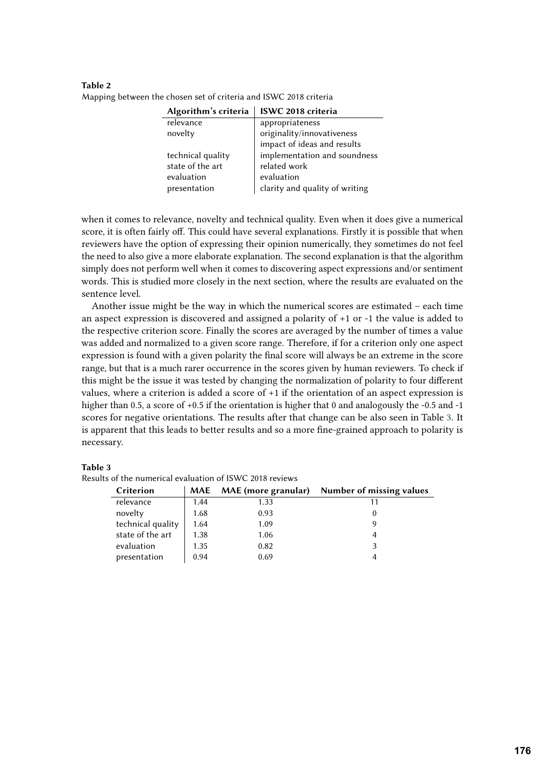**Table 2**
Mapping between the chosen set of criteria and ISWC 2018 criteria

| Algorithm's criteria | ISWC 2018 criteria |
|---|---|
| relevance | appropriateness |
| novelty | originality/innovativeness |
| | impact of ideas and results |
| technical quality | implementation and soundness |
| state of the art | related work |
| evaluation | evaluation |
| presentation | clarity and quality of writing |

when it comes to relevance, novelty and technical quality. Even when it does give a numerical score, it is often fairly off. This could have several explanations. Firstly it is possible that when reviewers have the option of expressing their opinion numerically, they sometimes do not feel the need to also give a more elaborate explanation. The second explanation is that the algorithm simply does not perform well when it comes to discovering aspect expressions and/or sentiment words. This is studied more closely in the next section, where the results are evaluated on the sentence level.

Another issue might be the way in which the numerical scores are estimated – each time an aspect expression is discovered and assigned a polarity of +1 or -1 the value is added to the respective criterion score. Finally the scores are averaged by the number of times a value was added and normalized to a given score range. Therefore, if for a criterion only one aspect expression is found with a given polarity the final score will always be an extreme in the score range, but that is a much rarer occurrence in the scores given by human reviewers. To check if this might be the issue it was tested by changing the normalization of polarity to four different values, where a criterion is added a score of +1 if the orientation of an aspect expression is higher than 0.5, a score of +0.5 if the orientation is higher that 0 and analogously the -0.5 and -1 scores for negative orientations. The results after that change can be also seen in Table 3. It is apparent that this leads to better results and so a more fine-grained approach to polarity is necessary.

**Table 3**
Results of the numerical evaluation of ISWC 2018 reviews

| Criterion | MAE | MAE (more granular) | Number of missing values |
|---|---|---|---|
| relevance | 1.44 | 1.33 | 11 |
| novelty | 1.68 | 0.93 | 0 |
| technical quality | 1.64 | 1.09 | 9 |
| state of the art | 1.38 | 1.06 | 4 |
| evaluation | 1.35 | 0.82 | 3 |
| presentation | 0.94 | 0.69 | 4 |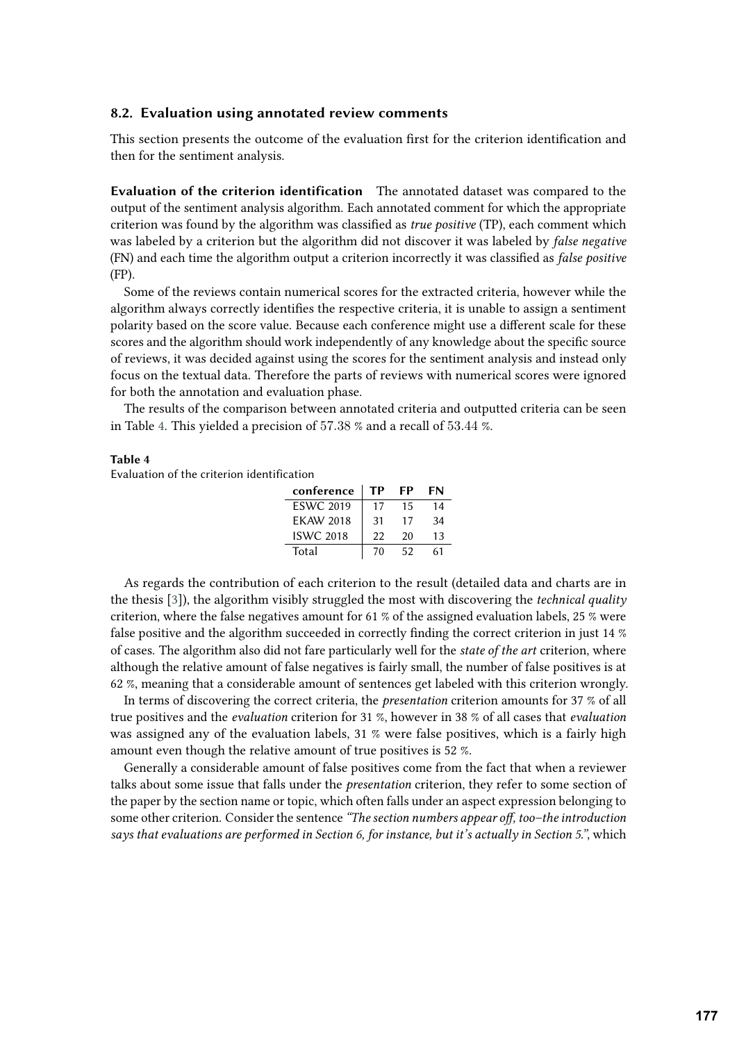### 8.2. Evaluation using annotated review comments

This section presents the outcome of the evaluation first for the criterion identification and then for the sentiment analysis.

**Evaluation of the criterion identification** The annotated dataset was compared to the output of the sentiment analysis algorithm. Each annotated comment for which the appropriate criterion was found by the algorithm was classified as *true positive* (TP), each comment which was labeled by a criterion but the algorithm did not discover it was labeled by *false negative* (FN) and each time the algorithm output a criterion incorrectly it was classified as *false positive* (FP).

Some of the reviews contain numerical scores for the extracted criteria, however while the algorithm always correctly identifies the respective criteria, it is unable to assign a sentiment polarity based on the score value. Because each conference might use a different scale for these scores and the algorithm should work independently of any knowledge about the specific source of reviews, it was decided against using the scores for the sentiment analysis and instead only focus on the textual data. Therefore the parts of reviews with numerical scores were ignored for both the annotation and evaluation phase.

The results of the comparison between annotated criteria and outputted criteria can be seen in Table 4. This yielded a precision of 57.38 % and a recall of 53.44 %.

**Table 4**
Evaluation of the criterion identification

| conference | TP | FP | FN |
|---|---|---|---|
| ESWC 2019 | 17 | 15 | 14 |
| EKAW 2018 | 31 | 17 | 34 |
| ISWC 2018 | 22 | 20 | 13 |
| Total | 70 | 52 | 61 |

As regards the contribution of each criterion to the result (detailed data and charts are in the thesis [3]), the algorithm visibly struggled the most with discovering the *technical quality* criterion, where the false negatives amount for 61 % of the assigned evaluation labels, 25 % were false positive and the algorithm succeeded in correctly finding the correct criterion in just 14 % of cases. The algorithm also did not fare particularly well for the *state of the art* criterion, where although the relative amount of false negatives is fairly small, the number of false positives is at 62 %, meaning that a considerable amount of sentences get labeled with this criterion wrongly.

In terms of discovering the correct criteria, the *presentation* criterion amounts for 37 % of all true positives and the *evaluation* criterion for 31 %, however in 38 % of all cases that *evaluation* was assigned any of the evaluation labels, 31 % were false positives, which is a fairly high amount even though the relative amount of true positives is 52 %.

Generally a considerable amount of false positives come from the fact that when a reviewer talks about some issue that falls under the *presentation* criterion, they refer to some section of the paper by the section name or topic, which often falls under an aspect expression belonging to some other criterion. Consider the sentence *"The section numbers appear off, too–the introduction says that evaluations are performed in Section 6, for instance, but it's actually in Section 5."*, which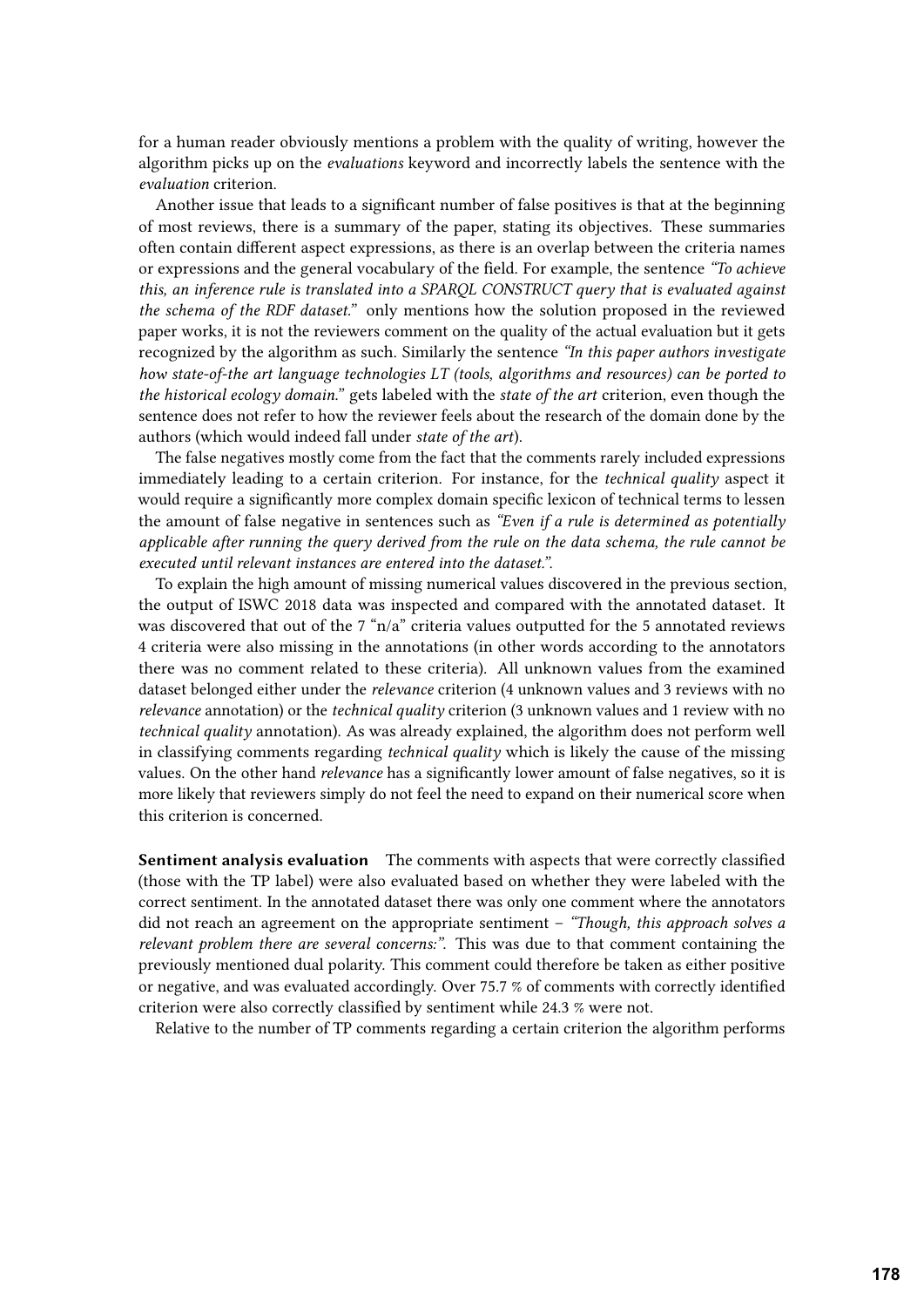for a human reader obviously mentions a problem with the quality of writing, however the algorithm picks up on the *evaluations* keyword and incorrectly labels the sentence with the *evaluation* criterion.

Another issue that leads to a significant number of false positives is that at the beginning of most reviews, there is a summary of the paper, stating its objectives. These summaries often contain different aspect expressions, as there is an overlap between the criteria names or expressions and the general vocabulary of the field. For example, the sentence *"To achieve this, an inference rule is translated into a SPARQL CONSTRUCT query that is evaluated against the schema of the RDF dataset."* only mentions how the solution proposed in the reviewed paper works, it is not the reviewers comment on the quality of the actual evaluation but it gets recognized by the algorithm as such. Similarly the sentence *"In this paper authors investigate how state-of-the art language technologies LT (tools, algorithms and resources) can be ported to the historical ecology domain."* gets labeled with the *state of the art* criterion, even though the sentence does not refer to how the reviewer feels about the research of the domain done by the authors (which would indeed fall under *state of the art*).

The false negatives mostly come from the fact that the comments rarely included expressions immediately leading to a certain criterion. For instance, for the *technical quality* aspect it would require a significantly more complex domain specific lexicon of technical terms to lessen the amount of false negative in sentences such as *"Even if a rule is determined as potentially applicable after running the query derived from the rule on the data schema, the rule cannot be executed until relevant instances are entered into the dataset."*.

To explain the high amount of missing numerical values discovered in the previous section, the output of ISWC 2018 data was inspected and compared with the annotated dataset. It was discovered that out of the 7 "n/a" criteria values outputted for the 5 annotated reviews 4 criteria were also missing in the annotations (in other words according to the annotators there was no comment related to these criteria). All unknown values from the examined dataset belonged either under the *relevance* criterion (4 unknown values and 3 reviews with no *relevance* annotation) or the *technical quality* criterion (3 unknown values and 1 review with no *technical quality* annotation). As was already explained, the algorithm does not perform well in classifying comments regarding *technical quality* which is likely the cause of the missing values. On the other hand *relevance* has a significantly lower amount of false negatives, so it is more likely that reviewers simply do not feel the need to expand on their numerical score when this criterion is concerned.

**Sentiment analysis evaluation** The comments with aspects that were correctly classified (those with the TP label) were also evaluated based on whether they were labeled with the correct sentiment. In the annotated dataset there was only one comment where the annotators did not reach an agreement on the appropriate sentiment – *"Though, this approach solves a relevant problem there are several concerns:"*. This was due to that comment containing the previously mentioned dual polarity. This comment could therefore be taken as either positive or negative, and was evaluated accordingly. Over 75.7 % of comments with correctly identified criterion were also correctly classified by sentiment while 24.3 % were not.

Relative to the number of TP comments regarding a certain criterion the algorithm performs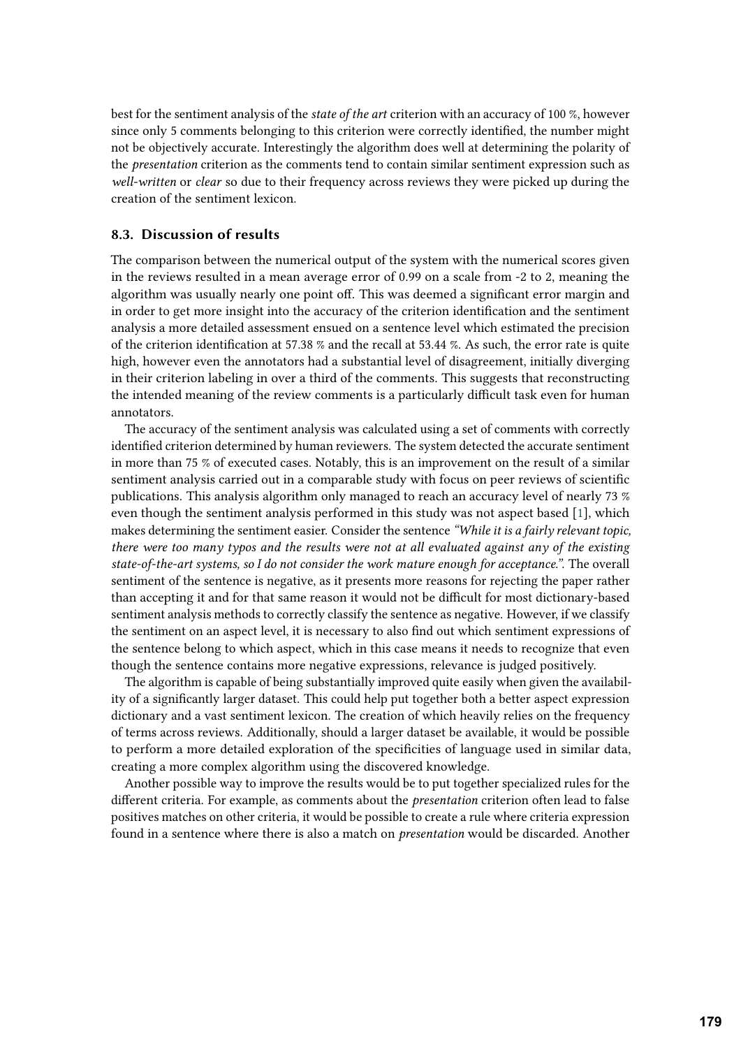best for the sentiment analysis of the *state of the art* criterion with an accuracy of 100 %, however since only 5 comments belonging to this criterion were correctly identified, the number might not be objectively accurate. Interestingly the algorithm does well at determining the polarity of the *presentation* criterion as the comments tend to contain similar sentiment expression such as *well-written* or *clear* so due to their frequency across reviews they were picked up during the creation of the sentiment lexicon.

### 8.3. Discussion of results

The comparison between the numerical output of the system with the numerical scores given in the reviews resulted in a mean average error of 0.99 on a scale from -2 to 2, meaning the algorithm was usually nearly one point off. This was deemed a significant error margin and in order to get more insight into the accuracy of the criterion identification and the sentiment analysis a more detailed assessment ensued on a sentence level which estimated the precision of the criterion identification at 57.38 % and the recall at 53.44 %. As such, the error rate is quite high, however even the annotators had a substantial level of disagreement, initially diverging in their criterion labeling in over a third of the comments. This suggests that reconstructing the intended meaning of the review comments is a particularly difficult task even for human annotators.

The accuracy of the sentiment analysis was calculated using a set of comments with correctly identified criterion determined by human reviewers. The system detected the accurate sentiment in more than 75 % of executed cases. Notably, this is an improvement on the result of a similar sentiment analysis carried out in a comparable study with focus on peer reviews of scientific publications. This analysis algorithm only managed to reach an accuracy level of nearly 73 % even though the sentiment analysis performed in this study was not aspect based [1], which makes determining the sentiment easier. Consider the sentence *"While it is a fairly relevant topic, there were too many typos and the results were not at all evaluated against any of the existing state-of-the-art systems, so I do not consider the work mature enough for acceptance."*. The overall sentiment of the sentence is negative, as it presents more reasons for rejecting the paper rather than accepting it and for that same reason it would not be difficult for most dictionary-based sentiment analysis methods to correctly classify the sentence as negative. However, if we classify the sentiment on an aspect level, it is necessary to also find out which sentiment expressions of the sentence belong to which aspect, which in this case means it needs to recognize that even though the sentence contains more negative expressions, relevance is judged positively.

The algorithm is capable of being substantially improved quite easily when given the availability of a significantly larger dataset. This could help put together both a better aspect expression dictionary and a vast sentiment lexicon. The creation of which heavily relies on the frequency of terms across reviews. Additionally, should a larger dataset be available, it would be possible to perform a more detailed exploration of the specificities of language used in similar data, creating a more complex algorithm using the discovered knowledge.

Another possible way to improve the results would be to put together specialized rules for the different criteria. For example, as comments about the *presentation* criterion often lead to false positives matches on other criteria, it would be possible to create a rule where criteria expression found in a sentence where there is also a match on *presentation* would be discarded. Another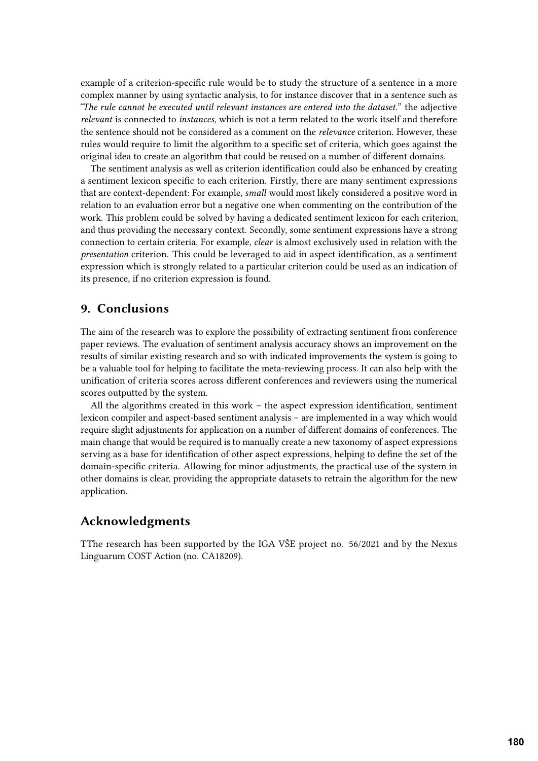example of a criterion-specific rule would be to study the structure of a sentence in a more complex manner by using syntactic analysis, to for instance discover that in a sentence such as *"The rule cannot be executed until relevant instances are entered into the dataset."* the adjective *relevant* is connected to *instances*, which is not a term related to the work itself and therefore the sentence should not be considered as a comment on the *relevance* criterion. However, these rules would require to limit the algorithm to a specific set of criteria, which goes against the original idea to create an algorithm that could be reused on a number of different domains.

The sentiment analysis as well as criterion identification could also be enhanced by creating a sentiment lexicon specific to each criterion. Firstly, there are many sentiment expressions that are context-dependent: For example, *small* would most likely considered a positive word in relation to an evaluation error but a negative one when commenting on the contribution of the work. This problem could be solved by having a dedicated sentiment lexicon for each criterion, and thus providing the necessary context. Secondly, some sentiment expressions have a strong connection to certain criteria. For example, *clear* is almost exclusively used in relation with the *presentation* criterion. This could be leveraged to aid in aspect identification, as a sentiment expression which is strongly related to a particular criterion could be used as an indication of its presence, if no criterion expression is found.

## 9. Conclusions

The aim of the research was to explore the possibility of extracting sentiment from conference paper reviews. The evaluation of sentiment analysis accuracy shows an improvement on the results of similar existing research and so with indicated improvements the system is going to be a valuable tool for helping to facilitate the meta-reviewing process. It can also help with the unification of criteria scores across different conferences and reviewers using the numerical scores outputted by the system.

All the algorithms created in this work – the aspect expression identification, sentiment lexicon compiler and aspect-based sentiment analysis – are implemented in a way which would require slight adjustments for application on a number of different domains of conferences. The main change that would be required is to manually create a new taxonomy of aspect expressions serving as a base for identification of other aspect expressions, helping to define the set of the domain-specific criteria. Allowing for minor adjustments, the practical use of the system in other domains is clear, providing the appropriate datasets to retrain the algorithm for the new application.

## Acknowledgments

TThe research has been supported by the IGA VŠE project no. 56/2021 and by the Nexus Linguarum COST Action (no. CA18209).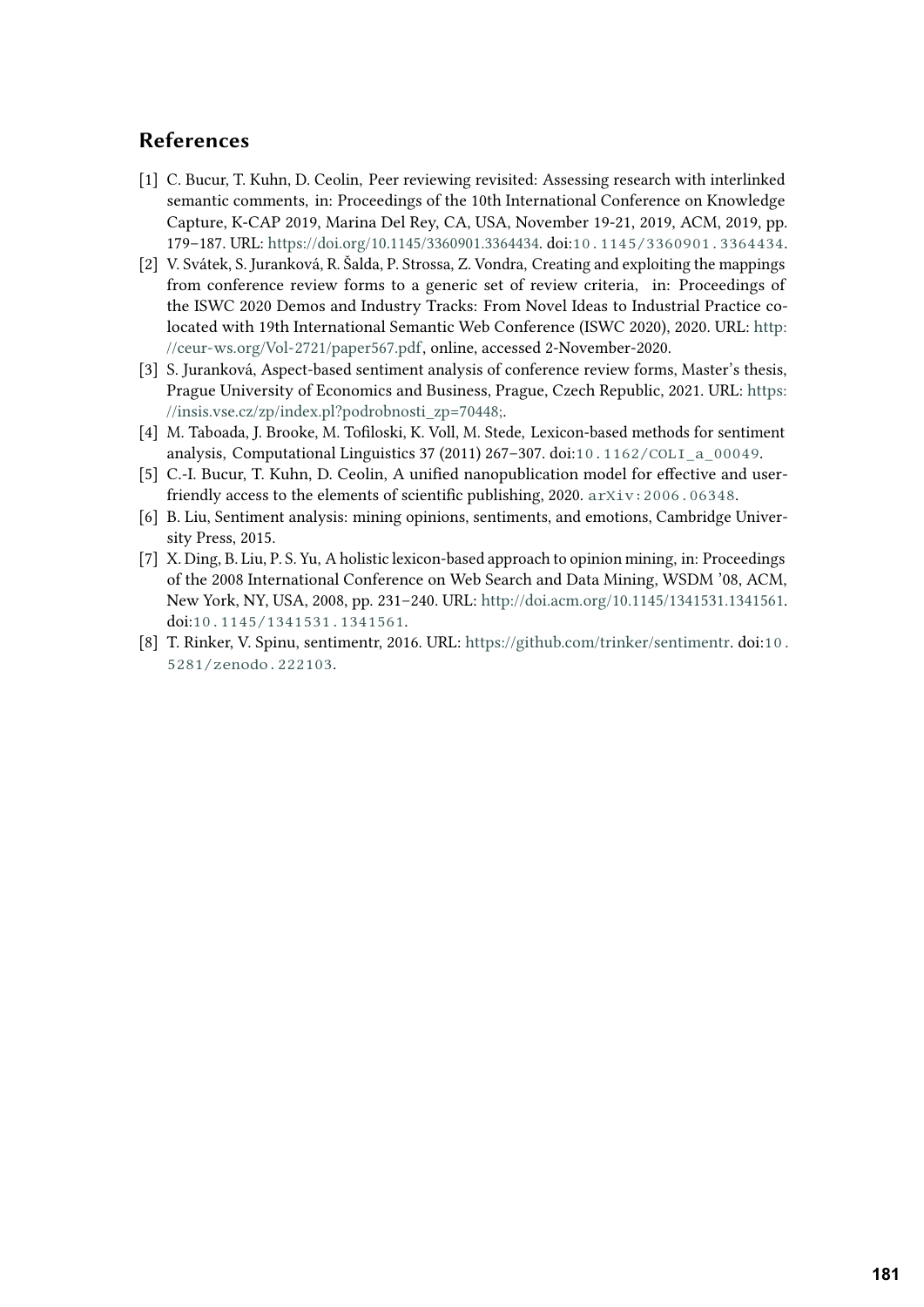## References

[1] C. Bucur, T. Kuhn, D. Ceolin, Peer reviewing revisited: Assessing research with interlinked semantic comments, in: Proceedings of the 10th International Conference on Knowledge Capture, K-CAP 2019, Marina Del Rey, CA, USA, November 19-21, 2019, ACM, 2019, pp. 179–187. URL: https://doi.org/10.1145/3360901.3364434. doi:10.1145/3360901.3364434.

[2] V. Svátek, S. Juranková, R. Šalda, P. Strossa, Z. Vondra, Creating and exploiting the mappings from conference review forms to a generic set of review criteria, in: Proceedings of the ISWC 2020 Demos and Industry Tracks: From Novel Ideas to Industrial Practice co-located with 19th International Semantic Web Conference (ISWC 2020), 2020. URL: http://ceur-ws.org/Vol-2721/paper567.pdf, online, accessed 2-November-2020.

[3] S. Juranková, Aspect-based sentiment analysis of conference review forms, Master's thesis, Prague University of Economics and Business, Prague, Czech Republic, 2021. URL: https://insis.vse.cz/zp/index.pl?podrobnosti_zp=70448;.

[4] M. Taboada, J. Brooke, M. Tofiloski, K. Voll, M. Stede, Lexicon-based methods for sentiment analysis, Computational Linguistics 37 (2011) 267–307. doi:10.1162/COLI_a_00049.

[5] C.-I. Bucur, T. Kuhn, D. Ceolin, A unified nanopublication model for effective and user-friendly access to the elements of scientific publishing, 2020. arXiv:2006.06348.

[6] B. Liu, Sentiment analysis: mining opinions, sentiments, and emotions, Cambridge University Press, 2015.

[7] X. Ding, B. Liu, P. S. Yu, A holistic lexicon-based approach to opinion mining, in: Proceedings of the 2008 International Conference on Web Search and Data Mining, WSDM '08, ACM, New York, NY, USA, 2008, pp. 231–240. URL: http://doi.acm.org/10.1145/1341531.1341561. doi:10.1145/1341531.1341561.

[8] T. Rinker, V. Spinu, sentimentr, 2016. URL: https://github.com/trinker/sentimentr. doi:10.5281/zenodo.222103.